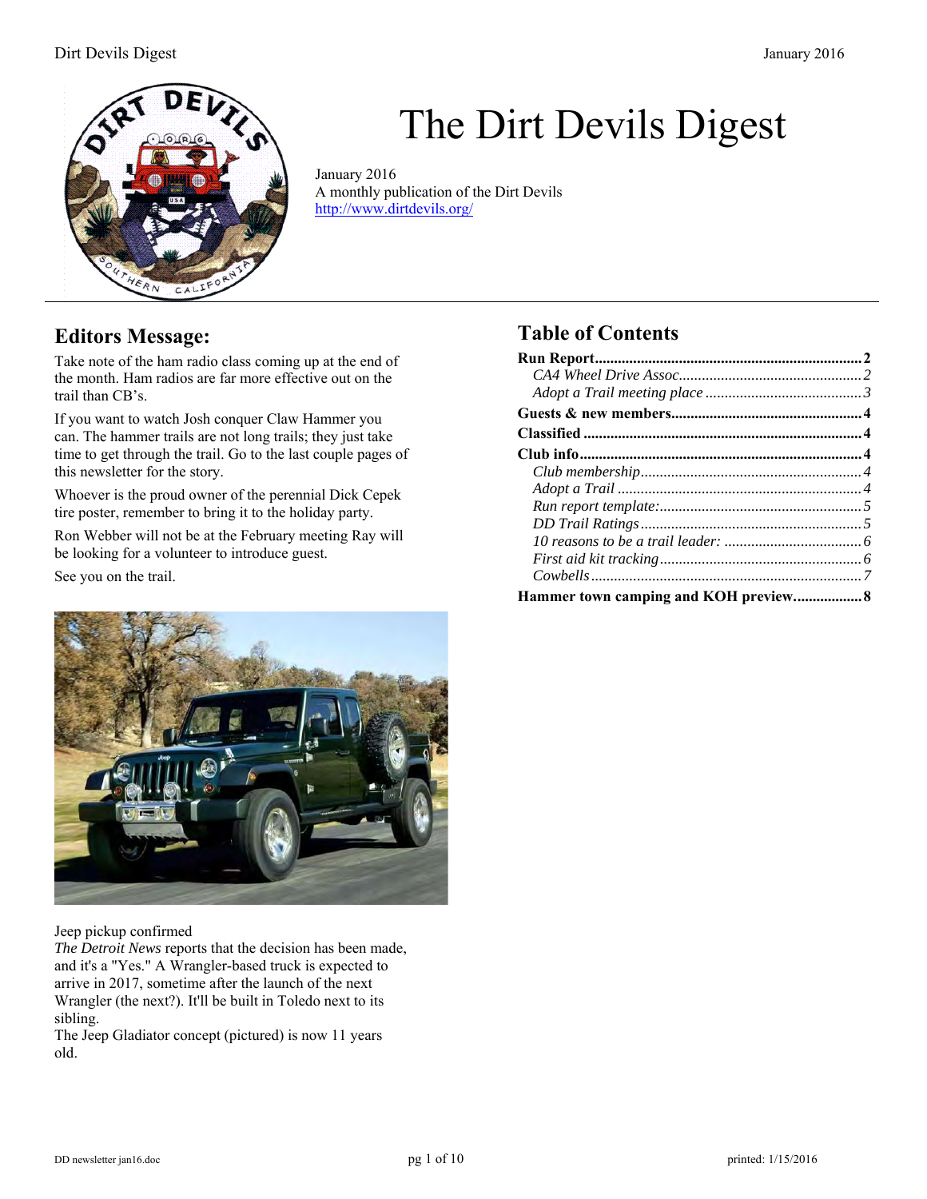# The Dirt Devils Digest

January 2016
A monthly publication of the Dirt Devils
http://www.dirtdevils.org/

## Editors Message:

Take note of the ham radio class coming up at the end of the month. Ham radios are far more effective out on the trail than CB's.

If you want to watch Josh conquer Claw Hammer you can. The hammer trails are not long trails; they just take time to get through the trail. Go to the last couple pages of this newsletter for the story.

Whoever is the proud owner of the perennial Dick Cepek tire poster, remember to bring it to the holiday party.

Ron Webber will not be at the February meeting Ray will be looking for a volunteer to introduce guest.

See you on the trail.

Jeep pickup confirmed
*The Detroit News* reports that the decision has been made, and it's a "Yes." A Wrangler-based truck is expected to arrive in 2017, sometime after the launch of the next Wrangler (the next?). It'll be built in Toledo next to its sibling.
The Jeep Gladiator concept (pictured) is now 11 years old.

## Table of Contents

**Run Report** ..... **2**
- *CA4 Wheel Drive Assoc.* ..... *2*
- *Adopt a Trail meeting place* ..... *3*

**Guests & new members** ..... **4**

**Classified** ..... **4**

**Club info** ..... **4**
- *Club membership* ..... *4*
- *Adopt a Trail* ..... *4*
- *Run report template:* ..... *5*
- *DD Trail Ratings* ..... *5*
- *10 reasons to be a trail leader:* ..... *6*
- *First aid kit tracking* ..... *6*
- *Cowbells* ..... *7*

**Hammer town camping and KOH preview** ..... **8**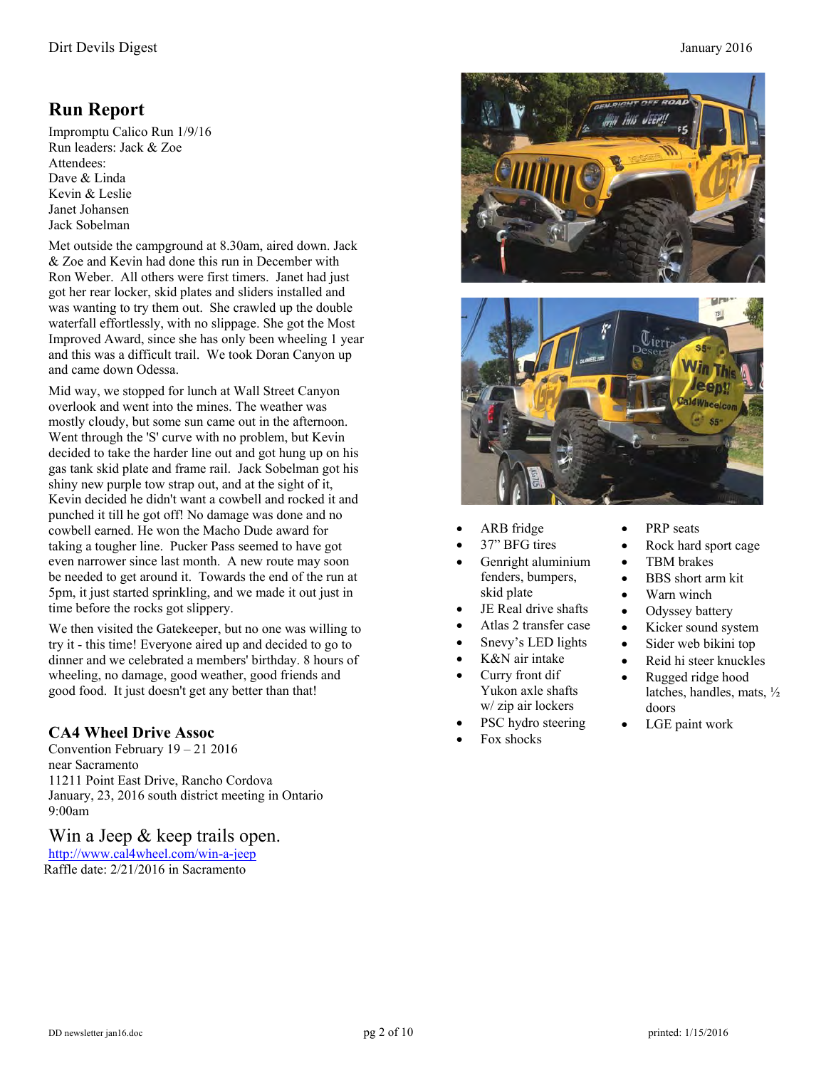## Run Report

Impromptu Calico Run 1/9/16
Run leaders: Jack & Zoe
Attendees:
Dave & Linda
Kevin & Leslie
Janet Johansen
Jack Sobelman

Met outside the campground at 8.30am, aired down. Jack & Zoe and Kevin had done this run in December with Ron Weber. All others were first timers. Janet had just got her rear locker, skid plates and sliders installed and was wanting to try them out. She crawled up the double waterfall effortlessly, with no slippage. She got the Most Improved Award, since she has only been wheeling 1 year and this was a difficult trail. We took Doran Canyon up and came down Odessa.

Mid way, we stopped for lunch at Wall Street Canyon overlook and went into the mines. The weather was mostly cloudy, but some sun came out in the afternoon. Went through the 'S' curve with no problem, but Kevin decided to take the harder line out and got hung up on his gas tank skid plate and frame rail. Jack Sobelman got his shiny new purple tow strap out, and at the sight of it, Kevin decided he didn't want a cowbell and rocked it and punched it till he got off! No damage was done and no cowbell earned. He won the Macho Dude award for taking a tougher line. Pucker Pass seemed to have got even narrower since last month. A new route may soon be needed to get around it. Towards the end of the run at 5pm, it just started sprinkling, and we made it out just in time before the rocks got slippery.

We then visited the Gatekeeper, but no one was willing to try it - this time! Everyone aired up and decided to go to dinner and we celebrated a members' birthday. 8 hours of wheeling, no damage, good weather, good friends and good food. It just doesn't get any better than that!

### CA4 Wheel Drive Assoc

Convention February 19 – 21 2016
near Sacramento
11211 Point East Drive, Rancho Cordova
January, 23, 2016 south district meeting in Ontario
9:00am

### Win a Jeep & keep trails open.

http://www.cal4wheel.com/win-a-jeep
Raffle date: 2/21/2016 in Sacramento

- ARB fridge
- 37" BFG tires
- Genright aluminium fenders, bumpers, skid plate
- JE Real drive shafts
- Atlas 2 transfer case
- Snevy's LED lights
- K&N air intake
- Curry front dif Yukon axle shafts w/ zip air lockers
- PSC hydro steering
- Fox shocks
- PRP seats
- Rock hard sport cage
- TBM brakes
- BBS short arm kit
- Warn winch
- Odyssey battery
- Kicker sound system
- Sider web bikini top
- Reid hi steer knuckles
- Rugged ridge hood latches, handles, mats, ½ doors
- LGE paint work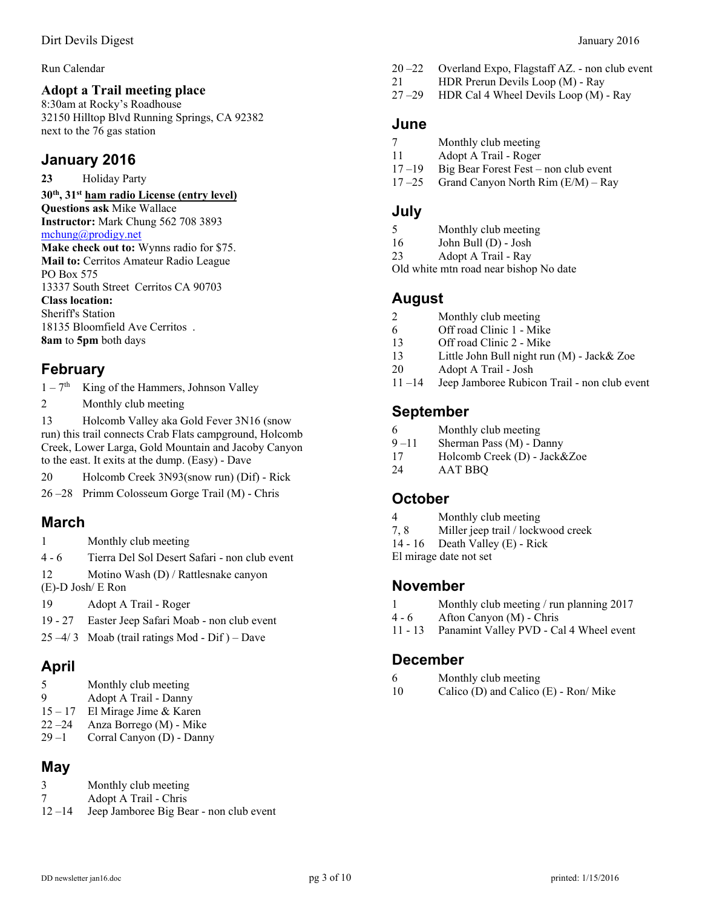Run Calendar

### Adopt a Trail meeting place

8:30am at Rocky's Roadhouse
32150 Hilltop Blvd Running Springs, CA 92382
next to the 76 gas station

## January 2016

**23** Holiday Party

**30th, 31st ham radio License (entry level)**
**Questions ask** Mike Wallace
**Instructor:** Mark Chung 562 708 3893
mchung@prodigy.net
**Make check out to:** Wynns radio for $75.
**Mail to:** Cerritos Amateur Radio League
PO Box 575
13337 South Street Cerritos CA 90703
**Class location:**
Sheriff's Station
18135 Bloomfield Ave Cerritos .
**8am** to **5pm** both days

## February

1 – 7th King of the Hammers, Johnson Valley

2 Monthly club meeting

13 Holcomb Valley aka Gold Fever 3N16 (snow run) this trail connects Crab Flats campground, Holcomb Creek, Lower Larga, Gold Mountain and Jacoby Canyon to the east. It exits at the dump. (Easy) - Dave

20 Holcomb Creek 3N93(snow run) (Dif) - Rick

26 –28 Primm Colosseum Gorge Trail (M) - Chris

## March

1 Monthly club meeting

4 - 6 Tierra Del Sol Desert Safari - non club event

12 Motino Wash (D) / Rattlesnake canyon (E)-D Josh/ E Ron

19 Adopt A Trail - Roger

19 - 27 Easter Jeep Safari Moab - non club event

25 –4/ 3 Moab (trail ratings Mod - Dif ) – Dave

## April

5 Monthly club meeting
9 Adopt A Trail - Danny
15 – 17 El Mirage Jime & Karen
22 –24 Anza Borrego (M) - Mike
29 –1 Corral Canyon (D) - Danny

## May

3 Monthly club meeting
7 Adopt A Trail - Chris
12 –14 Jeep Jamboree Big Bear - non club event
20 –22 Overland Expo, Flagstaff AZ. - non club event
21 HDR Prerun Devils Loop (M) - Ray
27 –29 HDR Cal 4 Wheel Devils Loop (M) - Ray

## June

7 Monthly club meeting
11 Adopt A Trail - Roger
17 –19 Big Bear Forest Fest – non club event
17 –25 Grand Canyon North Rim (E/M) – Ray

## July

5 Monthly club meeting
16 John Bull (D) - Josh
23 Adopt A Trail - Ray
Old white mtn road near bishop No date

## August

2 Monthly club meeting
6 Off road Clinic 1 - Mike
13 Off road Clinic 2 - Mike
13 Little John Bull night run (M) - Jack& Zoe
20 Adopt A Trail - Josh
11 –14 Jeep Jamboree Rubicon Trail - non club event

## September

6 Monthly club meeting
9 –11 Sherman Pass (M) - Danny
17 Holcomb Creek (D) - Jack&Zoe
24 AAT BBQ

## October

4 Monthly club meeting
7, 8 Miller jeep trail / lockwood creek
14 - 16 Death Valley (E) - Rick
El mirage date not set

## November

1 Monthly club meeting / run planning 2017
4 - 6 Afton Canyon (M) - Chris
11 - 13 Panamint Valley PVD - Cal 4 Wheel event

## December

6 Monthly club meeting
10 Calico (D) and Calico (E) - Ron/ Mike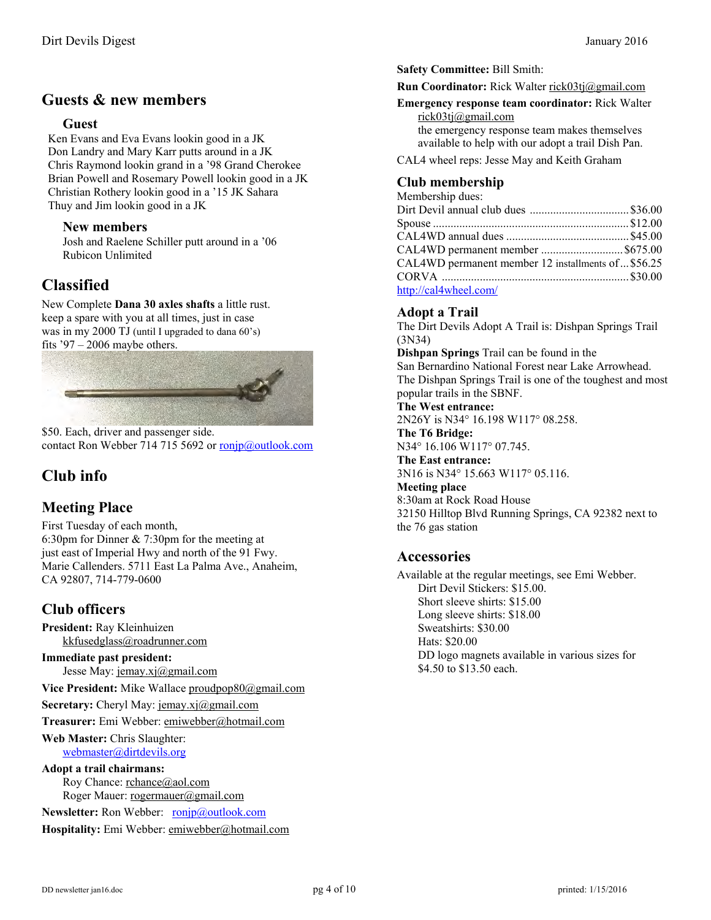## Guests & new members

### Guest

Ken Evans and Eva Evans lookin good in a JK
Don Landry and Mary Karr putts around in a JK
Chris Raymond lookin grand in a '98 Grand Cherokee
Brian Powell and Rosemary Powell lookin good in a JK
Christian Rothery lookin good in a '15 JK Sahara
Thuy and Jim lookin good in a JK

### New members

Josh and Raelene Schiller putt around in a '06 Rubicon Unlimited

## Classified

New Complete **Dana 30 axles shafts** a little rust.
keep a spare with you at all times, just in case
was in my 2000 TJ (until I upgraded to dana 60's)
fits '97 – 2006 maybe others.

$50. Each, driver and passenger side.
contact Ron Webber 714 715 5692 or ronjp@outlook.com

## Club info

## Meeting Place

First Tuesday of each month,
6:30pm for Dinner & 7:30pm for the meeting at
just east of Imperial Hwy and north of the 91 Fwy.
Marie Callenders. 5711 East La Palma Ave., Anaheim, CA 92807, 714-779-0600

## Club officers

**President:** Ray Kleinhuizen
kkfusedglass@roadrunner.com

**Immediate past president:**
Jesse May: jemay.xj@gmail.com

**Vice President:** Mike Wallace proudpop80@gmail.com

**Secretary:** Cheryl May: jemay.xj@gmail.com

**Treasurer:** Emi Webber: emiwebber@hotmail.com

**Web Master:** Chris Slaughter:
webmaster@dirtdevils.org

**Adopt a trail chairmans:**
Roy Chance: rchance@aol.com
Roger Mauer: rogermauer@gmail.com

**Newsletter:** Ron Webber: ronjp@outlook.com

**Hospitality:** Emi Webber: emiwebber@hotmail.com

**Safety Committee:** Bill Smith:

**Run Coordinator:** Rick Walter rick03tj@gmail.com

**Emergency response team coordinator:** Rick Walter
rick03tj@gmail.com
the emergency response team makes themselves available to help with our adopt a trail Dish Pan.

CAL4 wheel reps: Jesse May and Keith Graham

## Club membership

Membership dues:

| | |
|---|---|
| Dirt Devil annual club dues | $36.00 |
| Spouse | $12.00 |
| CAL4WD annual dues | $45.00 |
| CAL4WD permanent member | $675.00 |
| CAL4WD permanent member 12 installments of | $56.25 |
| CORVA | $30.00 |

http://cal4wheel.com/

## Adopt a Trail

The Dirt Devils Adopt A Trail is: Dishpan Springs Trail (3N34)

**Dishpan Springs** Trail can be found in the San Bernardino National Forest near Lake Arrowhead.
The Dishpan Springs Trail is one of the toughest and most popular trails in the SBNF.

**The West entrance:**
2N26Y is N34° 16.198 W117° 08.258.

**The T6 Bridge:**
N34° 16.106 W117° 07.745.

**The East entrance:**
3N16 is N34° 15.663 W117° 05.116.

**Meeting place**
8:30am at Rock Road House
32150 Hilltop Blvd Running Springs, CA 92382 next to the 76 gas station

## Accessories

Available at the regular meetings, see Emi Webber.

- Dirt Devil Stickers: $15.00.
- Short sleeve shirts: $15.00
- Long sleeve shirts: $18.00
- Sweatshirts: $30.00
- Hats: $20.00
- DD logo magnets available in various sizes for $4.50 to $13.50 each.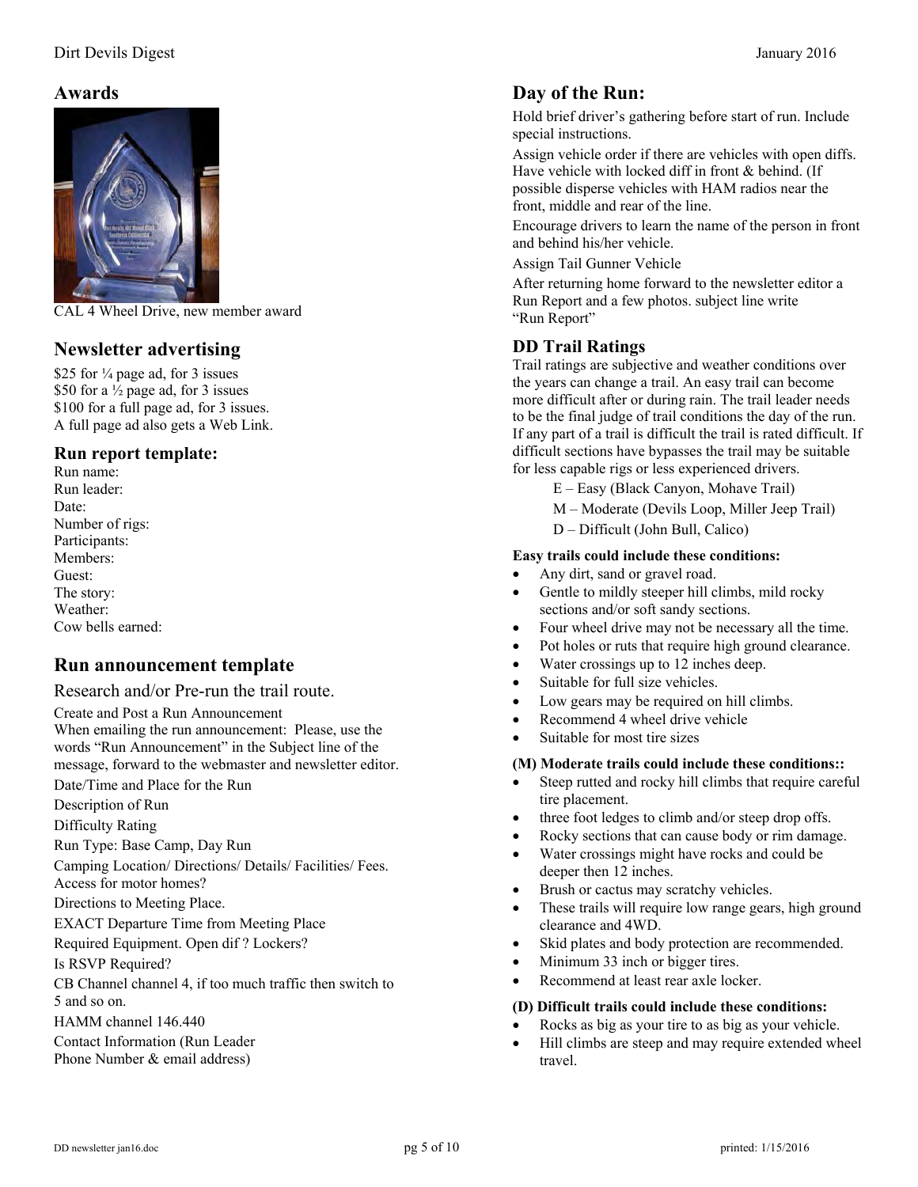## Awards

CAL 4 Wheel Drive, new member award

## Newsletter advertising

$25 for ¼ page ad, for 3 issues
$50 for a ½ page ad, for 3 issues
$100 for a full page ad, for 3 issues.
A full page ad also gets a Web Link.

### Run report template:

Run name:
Run leader:
Date:
Number of rigs:
Participants:
Members:
Guest:
The story:
Weather:
Cow bells earned:

## Run announcement template

Research and/or Pre-run the trail route.

Create and Post a Run Announcement
When emailing the run announcement: Please, use the words “Run Announcement” in the Subject line of the message, forward to the webmaster and newsletter editor.

Date/Time and Place for the Run

Description of Run

Difficulty Rating

Run Type: Base Camp, Day Run

Camping Location/ Directions/ Details/ Facilities/ Fees. Access for motor homes?

Directions to Meeting Place.

EXACT Departure Time from Meeting Place

Required Equipment. Open dif ? Lockers?

Is RSVP Required?

CB Channel channel 4, if too much traffic then switch to 5 and so on.

HAMM channel 146.440

Contact Information (Run Leader Phone Number & email address)

## Day of the Run:

Hold brief driver’s gathering before start of run. Include special instructions.

Assign vehicle order if there are vehicles with open diffs. Have vehicle with locked diff in front & behind. (If possible disperse vehicles with HAM radios near the front, middle and rear of the line.

Encourage drivers to learn the name of the person in front and behind his/her vehicle.

Assign Tail Gunner Vehicle

After returning home forward to the newsletter editor a Run Report and a few photos. subject line write “Run Report”

### DD Trail Ratings

Trail ratings are subjective and weather conditions over the years can change a trail. An easy trail can become more difficult after or during rain. The trail leader needs to be the final judge of trail conditions the day of the run. If any part of a trail is difficult the trail is rated difficult. If difficult sections have bypasses the trail may be suitable for less capable rigs or less experienced drivers.

E – Easy (Black Canyon, Mohave Trail)

M – Moderate (Devils Loop, Miller Jeep Trail)

D – Difficult (John Bull, Calico)

**Easy trails could include these conditions:**

- Any dirt, sand or gravel road.
- Gentle to mildly steeper hill climbs, mild rocky sections and/or soft sandy sections.
- Four wheel drive may not be necessary all the time.
- Pot holes or ruts that require high ground clearance.
- Water crossings up to 12 inches deep.
- Suitable for full size vehicles.
- Low gears may be required on hill climbs.
- Recommend 4 wheel drive vehicle
- Suitable for most tire sizes

**(M) Moderate trails could include these conditions::**

- Steep rutted and rocky hill climbs that require careful tire placement.
- three foot ledges to climb and/or steep drop offs.
- Rocky sections that can cause body or rim damage.
- Water crossings might have rocks and could be deeper then 12 inches.
- Brush or cactus may scratchy vehicles.
- These trails will require low range gears, high ground clearance and 4WD.
- Skid plates and body protection are recommended.
- Minimum 33 inch or bigger tires.
- Recommend at least rear axle locker.

**(D) Difficult trails could include these conditions:**

- Rocks as big as your tire to as big as your vehicle.
- Hill climbs are steep and may require extended wheel travel.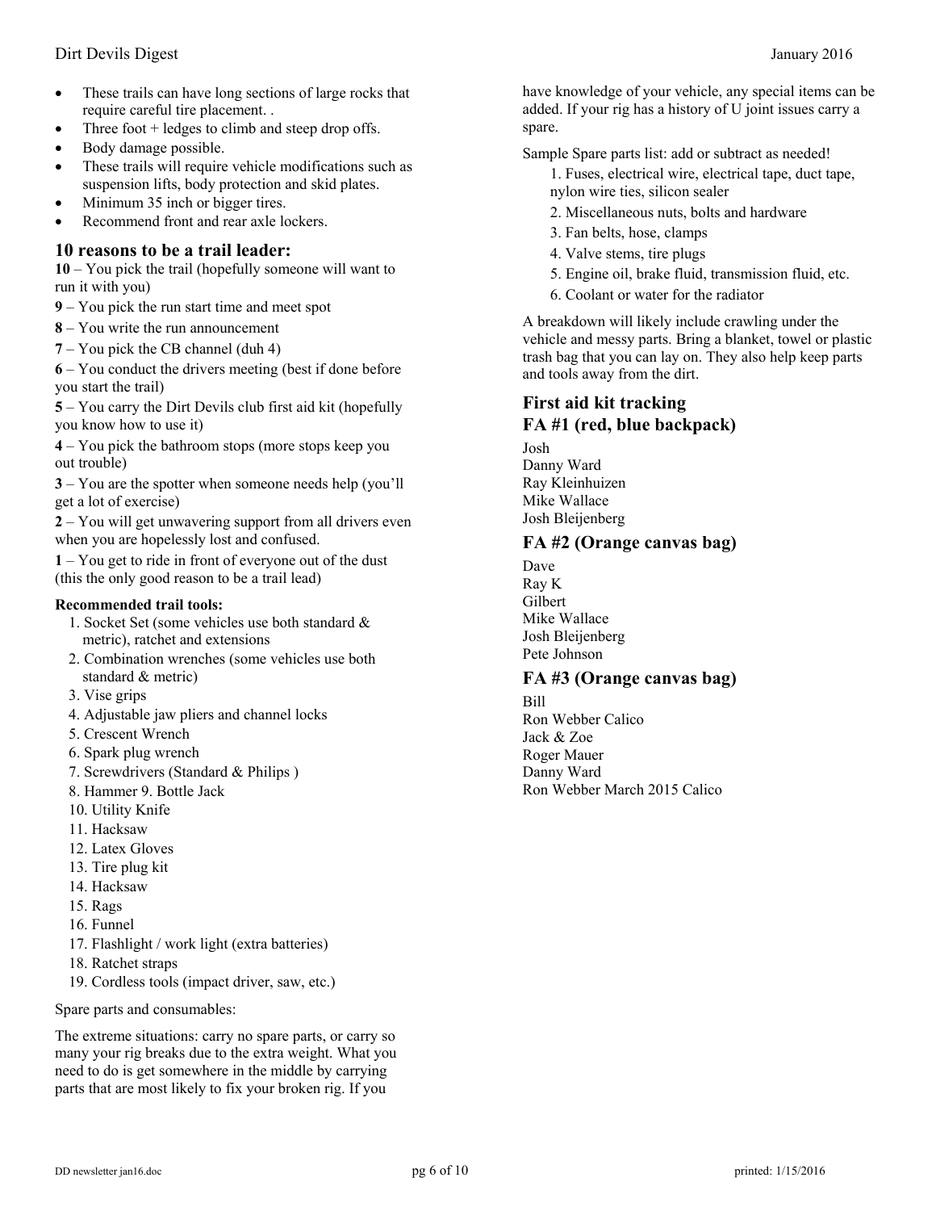- These trails can have long sections of large rocks that require careful tire placement. .
- Three foot + ledges to climb and steep drop offs.
- Body damage possible.
- These trails will require vehicle modifications such as suspension lifts, body protection and skid plates.
- Minimum 35 inch or bigger tires.
- Recommend front and rear axle lockers.

## 10 reasons to be a trail leader:

**10** – You pick the trail (hopefully someone will want to run it with you)

**9** – You pick the run start time and meet spot

**8** – You write the run announcement

**7** – You pick the CB channel (duh 4)

**6** – You conduct the drivers meeting (best if done before you start the trail)

**5** – You carry the Dirt Devils club first aid kit (hopefully you know how to use it)

**4** – You pick the bathroom stops (more stops keep you out trouble)

**3** – You are the spotter when someone needs help (you'll get a lot of exercise)

**2** – You will get unwavering support from all drivers even when you are hopelessly lost and confused.

**1** – You get to ride in front of everyone out of the dust (this the only good reason to be a trail lead)

**Recommended trail tools:**

1. Socket Set (some vehicles use both standard & metric), ratchet and extensions
2. Combination wrenches (some vehicles use both standard & metric)
3. Vise grips
4. Adjustable jaw pliers and channel locks
5. Crescent Wrench
6. Spark plug wrench
7. Screwdrivers (Standard & Philips )
8. Hammer 9. Bottle Jack
10. Utility Knife
11. Hacksaw
12. Latex Gloves
13. Tire plug kit
14. Hacksaw
15. Rags
16. Funnel
17. Flashlight / work light (extra batteries)
18. Ratchet straps
19. Cordless tools (impact driver, saw, etc.)

Spare parts and consumables:

The extreme situations: carry no spare parts, or carry so many your rig breaks due to the extra weight. What you need to do is get somewhere in the middle by carrying parts that are most likely to fix your broken rig. If you have knowledge of your vehicle, any special items can be added. If your rig has a history of U joint issues carry a spare.

Sample Spare parts list: add or subtract as needed!

1. Fuses, electrical wire, electrical tape, duct tape, nylon wire ties, silicon sealer
2. Miscellaneous nuts, bolts and hardware
3. Fan belts, hose, clamps
4. Valve stems, tire plugs
5. Engine oil, brake fluid, transmission fluid, etc.
6. Coolant or water for the radiator

A breakdown will likely include crawling under the vehicle and messy parts. Bring a blanket, towel or plastic trash bag that you can lay on. They also help keep parts and tools away from the dirt.

## First aid kit tracking

## FA #1 (red, blue backpack)

Josh
Danny Ward
Ray Kleinhuizen
Mike Wallace
Josh Bleijenberg

## FA #2 (Orange canvas bag)

Dave
Ray K
Gilbert
Mike Wallace
Josh Bleijenberg
Pete Johnson

## FA #3 (Orange canvas bag)

Bill
Ron Webber Calico
Jack & Zoe
Roger Mauer
Danny Ward
Ron Webber March 2015 Calico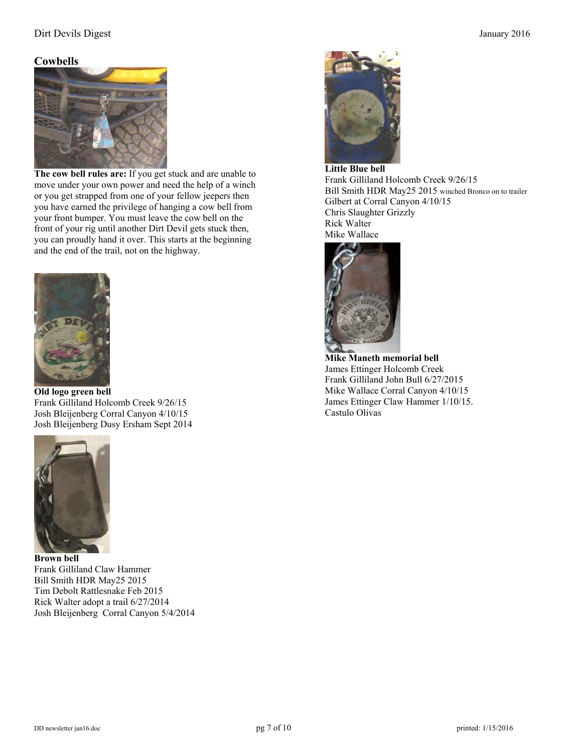## Cowbells

**The cow bell rules are:** If you get stuck and are unable to move under your own power and need the help of a winch or you get strapped from one of your fellow jeepers then you have earned the privilege of hanging a cow bell from your front bumper. You must leave the cow bell on the front of your rig until another Dirt Devil gets stuck then, you can proudly hand it over. This starts at the beginning and the end of the trail, not on the highway.

**Old logo green bell**
Frank Gilliland Holcomb Creek 9/26/15
Josh Bleijenberg Corral Canyon 4/10/15
Josh Bleijenberg Dusy Ersham Sept 2014

**Brown bell**
Frank Gilliland Claw Hammer
Bill Smith HDR May25 2015
Tim Debolt Rattlesnake Feb 2015
Rick Walter adopt a trail 6/27/2014
Josh Bleijenberg Corral Canyon 5/4/2014

**Little Blue bell**
Frank Gilliland Holcomb Creek 9/26/15
Bill Smith HDR May25 2015 winched Bronco on to trailer
Gilbert at Corral Canyon 4/10/15
Chris Slaughter Grizzly
Rick Walter
Mike Wallace

**Mike Maneth memorial bell**
James Ettinger Holcomb Creek
Frank Gilliland John Bull 6/27/2015
Mike Wallace Corral Canyon 4/10/15
James Ettinger Claw Hammer 1/10/15.
Castulo Olivas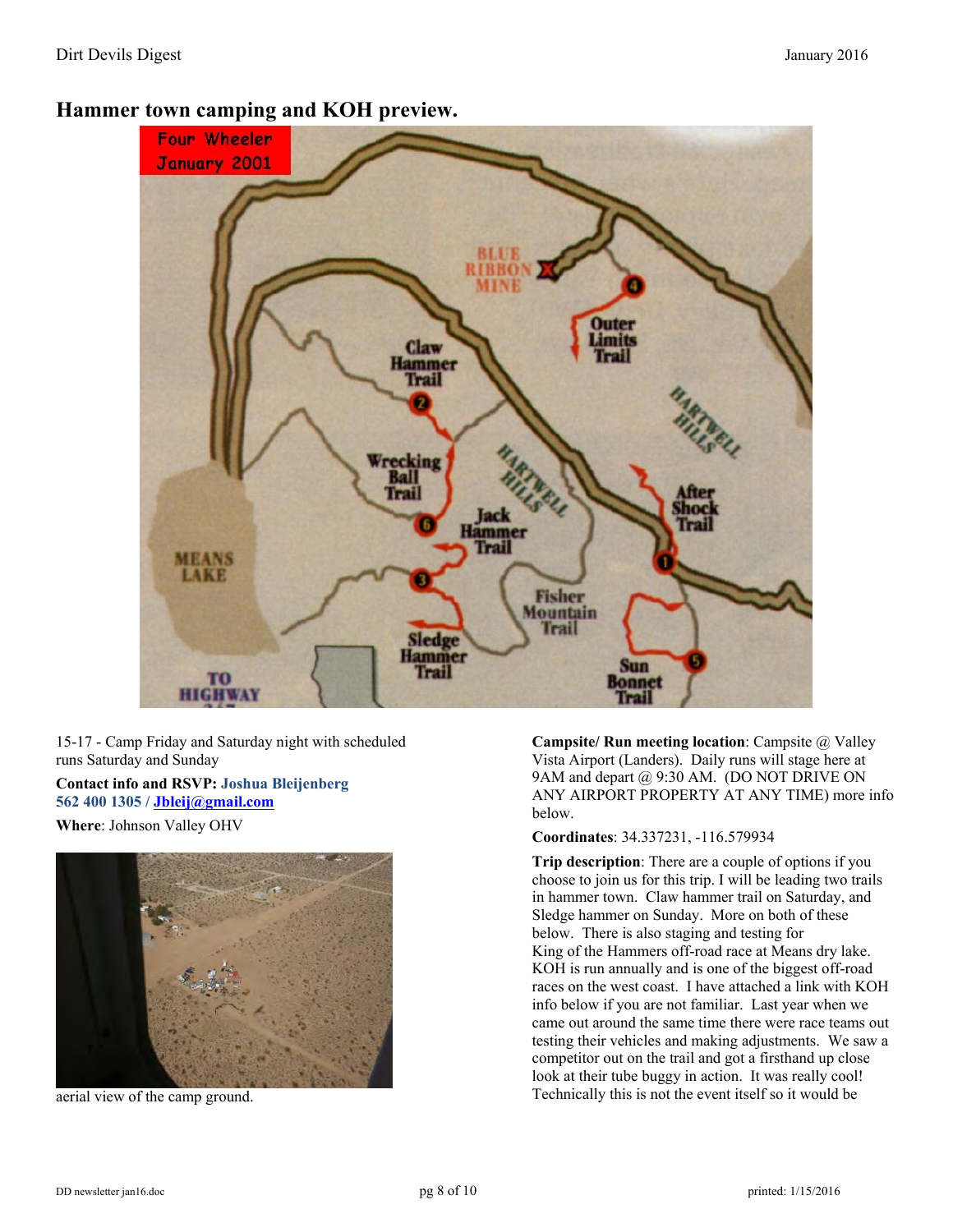## Hammer town camping and KOH preview.

15-17 - Camp Friday and Saturday night with scheduled runs Saturday and Sunday

**Contact info and RSVP:** **Joshua Bleijenberg 562 400 1305 / Jbleij@gmail.com**

**Where**: Johnson Valley OHV

aerial view of the camp ground.

**Campsite/ Run meeting location**: Campsite @ Valley Vista Airport (Landers). Daily runs will stage here at 9AM and depart @ 9:30 AM. (DO NOT DRIVE ON ANY AIRPORT PROPERTY AT ANY TIME) more info below.

**Coordinates**: 34.337231, -116.579934

**Trip description**: There are a couple of options if you choose to join us for this trip. I will be leading two trails in hammer town. Claw hammer trail on Saturday, and Sledge hammer on Sunday. More on both of these below. There is also staging and testing for King of the Hammers off-road race at Means dry lake. KOH is run annually and is one of the biggest off-road races on the west coast. I have attached a link with KOH info below if you are not familiar. Last year when we came out around the same time there were race teams out testing their vehicles and making adjustments. We saw a competitor out on the trail and got a firsthand up close look at their tube buggy in action. It was really cool! Technically this is not the event itself so it would be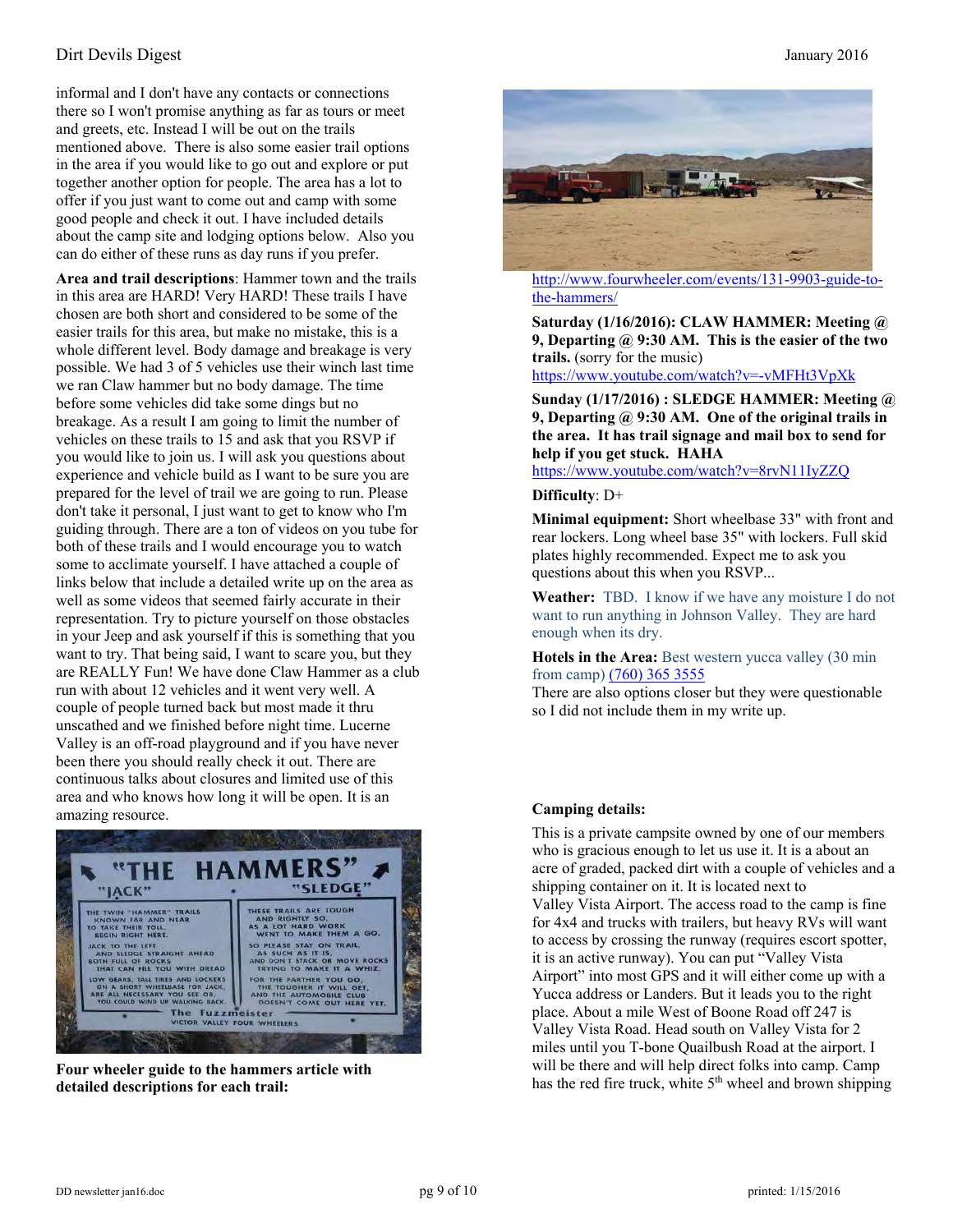informal and I don't have any contacts or connections there so I won't promise anything as far as tours or meet and greets, etc. Instead I will be out on the trails mentioned above. There is also some easier trail options in the area if you would like to go out and explore or put together another option for people. The area has a lot to offer if you just want to come out and camp with some good people and check it out. I have included details about the camp site and lodging options below. Also you can do either of these runs as day runs if you prefer.

**Area and trail descriptions**: Hammer town and the trails in this area are HARD! Very HARD! These trails I have chosen are both short and considered to be some of the easier trails for this area, but make no mistake, this is a whole different level. Body damage and breakage is very possible. We had 3 of 5 vehicles use their winch last time we ran Claw hammer but no body damage. The time before some vehicles did take some dings but no breakage. As a result I am going to limit the number of vehicles on these trails to 15 and ask that you RSVP if you would like to join us. I will ask you questions about experience and vehicle build as I want to be sure you are prepared for the level of trail we are going to run. Please don't take it personal, I just want to get to know who I'm guiding through. There are a ton of videos on you tube for both of these trails and I would encourage you to watch some to acclimate yourself. I have attached a couple of links below that include a detailed write up on the area as well as some videos that seemed fairly accurate in their representation. Try to picture yourself on those obstacles in your Jeep and ask yourself if this is something that you want to try. That being said, I want to scare you, but they are REALLY Fun! We have done Claw Hammer as a club run with about 12 vehicles and it went very well. A couple of people turned back but most made it thru unscathed and we finished before night time. Lucerne Valley is an off-road playground and if you have never been there you should really check it out. There are continuous talks about closures and limited use of this area and who knows how long it will be open. It is an amazing resource.

**Four wheeler guide to the hammers article with detailed descriptions for each trail:**

http://www.fourwheeler.com/events/131-9903-guide-to-the-hammers/

**Saturday (1/16/2016): CLAW HAMMER: Meeting @ 9, Departing @ 9:30 AM. This is the easier of the two trails.** (sorry for the music)
https://www.youtube.com/watch?v=-vMFHt3VpXk

**Sunday (1/17/2016) : SLEDGE HAMMER: Meeting @ 9, Departing @ 9:30 AM. One of the original trails in the area. It has trail signage and mail box to send for help if you get stuck. HAHA**
https://www.youtube.com/watch?v=8rvN11IyZZQ

**Difficulty**: D+

**Minimal equipment:** Short wheelbase 33" with front and rear lockers. Long wheel base 35" with lockers. Full skid plates highly recommended. Expect me to ask you questions about this when you RSVP...

**Weather:** TBD. I know if we have any moisture I do not want to run anything in Johnson Valley. They are hard enough when its dry.

**Hotels in the Area:** Best western yucca valley (30 min from camp) (760) 365 3555
There are also options closer but they were questionable so I did not include them in my write up.

**Camping details:**

This is a private campsite owned by one of our members who is gracious enough to let us use it. It is a about an acre of graded, packed dirt with a couple of vehicles and a shipping container on it. It is located next to Valley Vista Airport. The access road to the camp is fine for 4x4 and trucks with trailers, but heavy RVs will want to access by crossing the runway (requires escort spotter, it is an active runway). You can put "Valley Vista Airport" into most GPS and it will either come up with a Yucca address or Landers. But it leads you to the right place. About a mile West of Boone Road off 247 is Valley Vista Road. Head south on Valley Vista for 2 miles until you T-bone Quailbush Road at the airport. I will be there and will help direct folks into camp. Camp has the red fire truck, white 5th wheel and brown shipping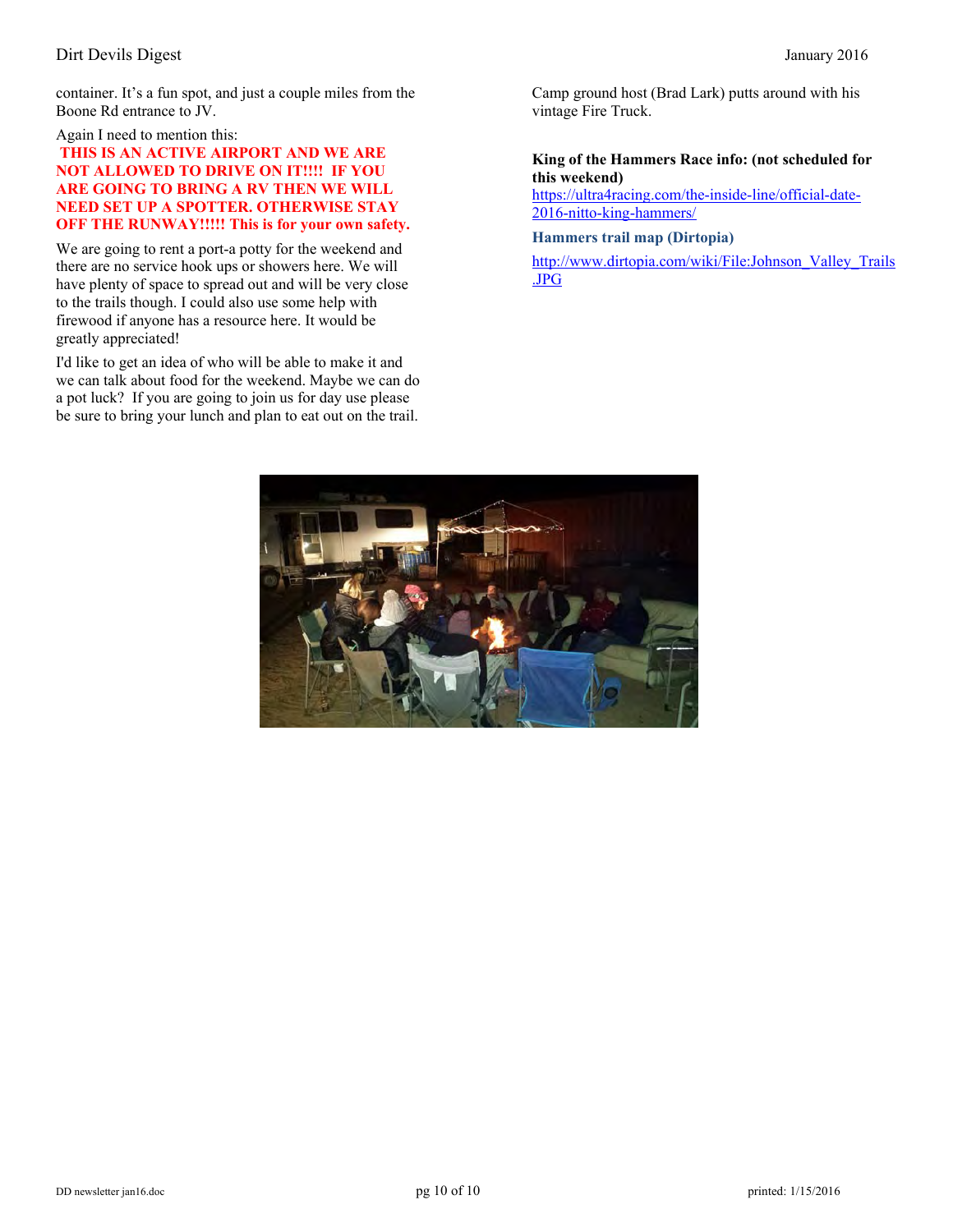container. It's a fun spot, and just a couple miles from the Boone Rd entrance to JV.

Again I need to mention this:

**THIS IS AN ACTIVE AIRPORT AND WE ARE NOT ALLOWED TO DRIVE ON IT!!!! IF YOU ARE GOING TO BRING A RV THEN WE WILL NEED SET UP A SPOTTER. OTHERWISE STAY OFF THE RUNWAY!!!!! This is for your own safety.**

We are going to rent a port-a potty for the weekend and there are no service hook ups or showers here. We will have plenty of space to spread out and will be very close to the trails though. I could also use some help with firewood if anyone has a resource here. It would be greatly appreciated!

I'd like to get an idea of who will be able to make it and we can talk about food for the weekend. Maybe we can do a pot luck? If you are going to join us for day use please be sure to bring your lunch and plan to eat out on the trail.

Camp ground host (Brad Lark) putts around with his vintage Fire Truck.

**King of the Hammers Race info: (not scheduled for this weekend)**
https://ultra4racing.com/the-inside-line/official-date-2016-nitto-king-hammers/

**Hammers trail map (Dirtopia)**

http://www.dirtopia.com/wiki/File:Johnson_Valley_Trails.JPG